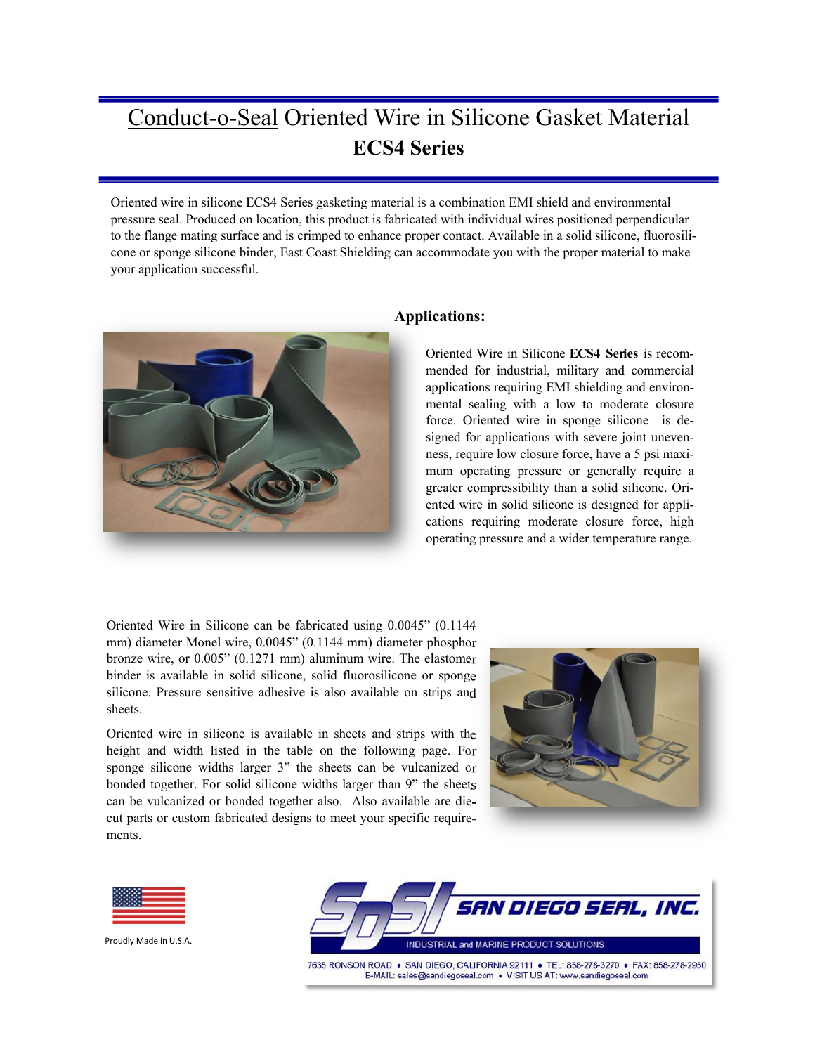# Conduct-o-Seal Oriented Wire in Silicone Gasket Material

## ECS4 Series

Oriented wire in silicone ECS4 Series gasketing material is a combination EMI shield and environmental pressure seal. Produced on location, this product is fabricated with individual wires positioned perpendicular to the flange mating surface and is crimped to enhance proper contact. Available in a solid silicone, fluorosilicone or sponge silicone binder, East Coast Shielding can accommodate you with the proper material to make your application successful.

### Applications:

Oriented Wire in Silicone **ECS4 Series** is recommended for industrial, military and commercial applications requiring EMI shielding and environmental sealing with a low to moderate closure force. Oriented wire in sponge silicone is designed for applications with severe joint unevenness, require low closure force, have a 5 psi maximum operating pressure or generally require a greater compressibility than a solid silicone. Oriented wire in solid silicone is designed for applications requiring moderate closure force, high operating pressure and a wider temperature range.

Oriented Wire in Silicone can be fabricated using 0.0045" (0.1144 mm) diameter Monel wire, 0.0045" (0.1144 mm) diameter phosphor bronze wire, or 0.005" (0.1271 mm) aluminum wire. The elastomer binder is available in solid silicone, solid fluorosilicone or sponge silicone. Pressure sensitive adhesive is also available on strips and sheets.

Oriented wire in silicone is available in sheets and strips with the height and width listed in the table on the following page. For sponge silicone widths larger 3" the sheets can be vulcanized or bonded together. For solid silicone widths larger than 9" the sheets can be vulcanized or bonded together also. Also available are die-cut parts or custom fabricated designs to meet your specific requirements.

Proudly Made in U.S.A.

SDSI SAN DIEGO SEAL, INC.
INDUSTRIAL and MARINE PRODUCT SOLUTIONS
7635 RONSON ROAD • SAN DIEGO, CALIFORNIA 92111 • TEL: 858-278-3270 • FAX: 858-278-2950
E-MAIL: sales@sandiegoseal.com • VISIT US AT: www.sandiegoseal.com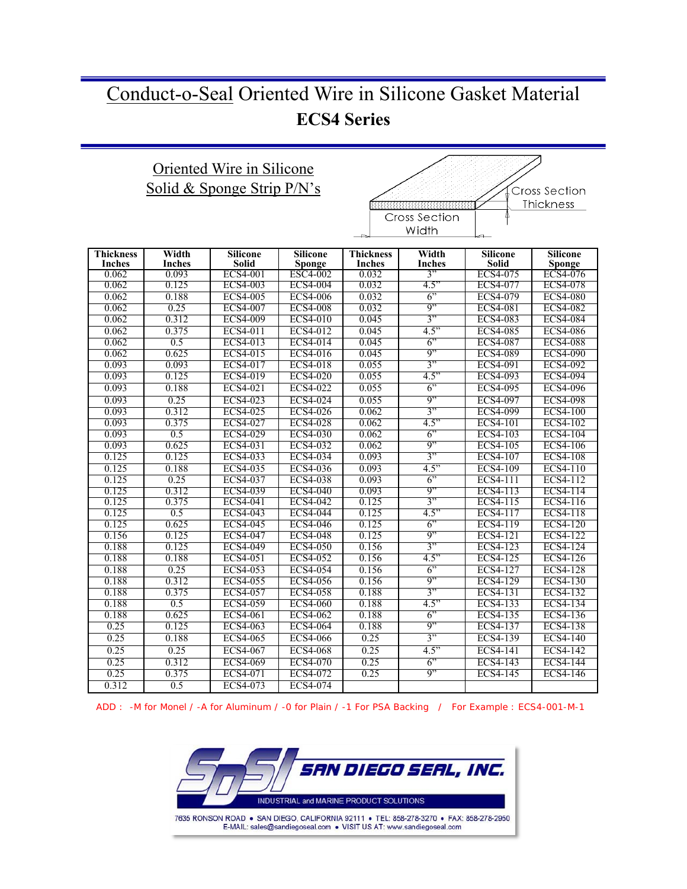# Conduct-o-Seal Oriented Wire in Silicone Gasket Material

## ECS4 Series

### Oriented Wire in Silicone Solid & Sponge Strip P/N's

Cross Section Thickness

Cross Section Width

| Thickness Inches | Width Inches | Silicone Solid | Silicone Sponge | Thickness Inches | Width Inches | Silicone Solid | Silicone Sponge |
|---|---|---|---|---|---|---|---|
| 0.062 | 0.093 | ECS4-001 | ESC4-002 | 0.032 | 3" | ECS4-075 | ECS4-076 |
| 0.062 | 0.125 | ECS4-003 | ECS4-004 | 0.032 | 4.5" | ECS4-077 | ECS4-078 |
| 0.062 | 0.188 | ECS4-005 | ECS4-006 | 0.032 | 6" | ECS4-079 | ECS4-080 |
| 0.062 | 0.25 | ECS4-007 | ECS4-008 | 0.032 | 9" | ECS4-081 | ECS4-082 |
| 0.062 | 0.312 | ECS4-009 | ECS4-010 | 0.045 | 3" | ECS4-083 | ECS4-084 |
| 0.062 | 0.375 | ECS4-011 | ECS4-012 | 0.045 | 4.5" | ECS4-085 | ECS4-086 |
| 0.062 | 0.5 | ECS4-013 | ECS4-014 | 0.045 | 6" | ECS4-087 | ECS4-088 |
| 0.062 | 0.625 | ECS4-015 | ECS4-016 | 0.045 | 9" | ECS4-089 | ECS4-090 |
| 0.093 | 0.093 | ECS4-017 | ECS4-018 | 0.055 | 3" | ECS4-091 | ECS4-092 |
| 0.093 | 0.125 | ECS4-019 | ECS4-020 | 0.055 | 4.5" | ECS4-093 | ECS4-094 |
| 0.093 | 0.188 | ECS4-021 | ECS4-022 | 0.055 | 6" | ECS4-095 | ECS4-096 |
| 0.093 | 0.25 | ECS4-023 | ECS4-024 | 0.055 | 9" | ECS4-097 | ECS4-098 |
| 0.093 | 0.312 | ECS4-025 | ECS4-026 | 0.062 | 3" | ECS4-099 | ECS4-100 |
| 0.093 | 0.375 | ECS4-027 | ECS4-028 | 0.062 | 4.5" | ECS4-101 | ECS4-102 |
| 0.093 | 0.5 | ECS4-029 | ECS4-030 | 0.062 | 6" | ECS4-103 | ECS4-104 |
| 0.093 | 0.625 | ECS4-031 | ECS4-032 | 0.062 | 9" | ECS4-105 | ECS4-106 |
| 0.125 | 0.125 | ECS4-033 | ECS4-034 | 0.093 | 3" | ECS4-107 | ECS4-108 |
| 0.125 | 0.188 | ECS4-035 | ECS4-036 | 0.093 | 4.5" | ECS4-109 | ECS4-110 |
| 0.125 | 0.25 | ECS4-037 | ECS4-038 | 0.093 | 6" | ECS4-111 | ECS4-112 |
| 0.125 | 0.312 | ECS4-039 | ECS4-040 | 0.093 | 9" | ECS4-113 | ECS4-114 |
| 0.125 | 0.375 | ECS4-041 | ECS4-042 | 0.125 | 3" | ECS4-115 | ECS4-116 |
| 0.125 | 0.5 | ECS4-043 | ECS4-044 | 0.125 | 4.5" | ECS4-117 | ECS4-118 |
| 0.125 | 0.625 | ECS4-045 | ECS4-046 | 0.125 | 6" | ECS4-119 | ECS4-120 |
| 0.156 | 0.125 | ECS4-047 | ECS4-048 | 0.125 | 9" | ECS4-121 | ECS4-122 |
| 0.188 | 0.125 | ECS4-049 | ECS4-050 | 0.156 | 3" | ECS4-123 | ECS4-124 |
| 0.188 | 0.188 | ECS4-051 | ECS4-052 | 0.156 | 4.5" | ECS4-125 | ECS4-126 |
| 0.188 | 0.25 | ECS4-053 | ECS4-054 | 0.156 | 6" | ECS4-127 | ECS4-128 |
| 0.188 | 0.312 | ECS4-055 | ECS4-056 | 0.156 | 9" | ECS4-129 | ECS4-130 |
| 0.188 | 0.375 | ECS4-057 | ECS4-058 | 0.188 | 3" | ECS4-131 | ECS4-132 |
| 0.188 | 0.5 | ECS4-059 | ECS4-060 | 0.188 | 4.5" | ECS4-133 | ECS4-134 |
| 0.188 | 0.625 | ECS4-061 | ECS4-062 | 0.188 | 6" | ECS4-135 | ECS4-136 |
| 0.25 | 0.125 | ECS4-063 | ECS4-064 | 0.188 | 9" | ECS4-137 | ECS4-138 |
| 0.25 | 0.188 | ECS4-065 | ECS4-066 | 0.25 | 3" | ECS4-139 | ECS4-140 |
| 0.25 | 0.25 | ECS4-067 | ECS4-068 | 0.25 | 4.5" | ECS4-141 | ECS4-142 |
| 0.25 | 0.312 | ECS4-069 | ECS4-070 | 0.25 | 6" | ECS4-143 | ECS4-144 |
| 0.25 | 0.375 | ECS4-071 | ECS4-072 | 0.25 | 9" | ECS4-145 | ECS4-146 |
| 0.312 | 0.5 | ECS4-073 | ECS4-074 | | | | |

ADD : -M for Monel / -A for Aluminum / -0 for Plain / -1 For PSA Backing / For Example : ECS4-001-M-1

SAN DIEGO SEAL, INC.

INDUSTRIAL and MARINE PRODUCT SOLUTIONS

7635 RONSON ROAD • SAN DIEGO, CALIFORNIA 92111 • TEL: 858-278-3270 • FAX: 858-278-2950
E-MAIL: sales@sandiegoseal.com • VISIT US AT: www.sandiegoseal.com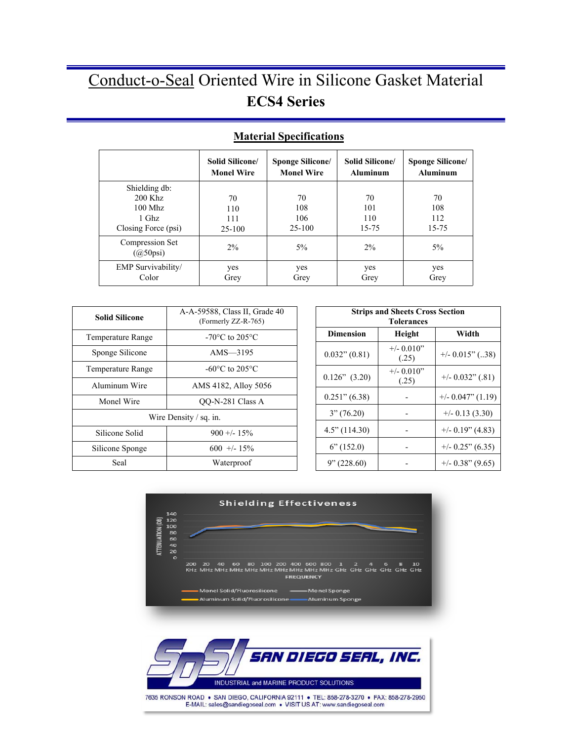# Conduct-o-Seal Oriented Wire in Silicone Gasket Material

## ECS4 Series

### Material Specifications

| | Solid Silicone/ Monel Wire | Sponge Silicone/ Monel Wire | Solid Silicone/ Aluminum | Sponge Silicone/ Aluminum |
|---|---|---|---|---|
| Shielding db:<br>200 Khz<br>100 Mhz<br>1 Ghz<br>Closing Force (psi) | 70<br>110<br>111<br>25-100 | 70<br>108<br>106<br>25-100 | 70<br>101<br>110<br>15-75 | 70<br>108<br>112<br>15-75 |
| Compression Set (@50psi) | 2% | 5% | 2% | 5% |
| EMP Survivability/ Color | yes<br>Grey | yes<br>Grey | yes<br>Grey | yes<br>Grey |

| Solid Silicone | A-A-59588, Class II, Grade 40 (Formerly ZZ-R-765) |
|---|---|
| Temperature Range | -70°C to 205°C |
| Sponge Silicone | AMS—3195 |
| Temperature Range | -60°C to 205°C |
| Aluminum Wire | AMS 4182, Alloy 5056 |
| Monel Wire | QQ-N-281 Class A |
| Wire Density / sq. in. | |
| Silicone Solid | 900 +/- 15% |
| Silicone Sponge | 600 +/- 15% |
| Seal | Waterproof |

| Strips and Sheets Cross Section Tolerances | | |
|---|---|---|
| Dimension | Height | Width |
| 0.032" (0.81) | +/- 0.010" (.25) | +/- 0.015" (..38) |
| 0.126" (3.20) | +/- 0.010" (.25) | +/- 0.032" (.81) |
| 0.251" (6.38) | - | +/- 0.047" (1.19) |
| 3" (76.20) | - | +/- 0.13 (3.30) |
| 4.5" (114.30) | - | +/- 0.19" (4.83) |
| 6" (152.0) | - | +/- 0.25" (6.35) |
| 9" (228.60) | - | +/- 0.38" (9.65) |

SAN DIEGO SEAL, INC.
INDUSTRIAL and MARINE PRODUCT SOLUTIONS
7635 RONSON ROAD • SAN DIEGO, CALIFORNIA 92111 • TEL: 858-278-3270 • FAX: 858-278-2950
E-MAIL: sales@sandiegoseal.com • VISIT US AT: www.sandiegoseal.com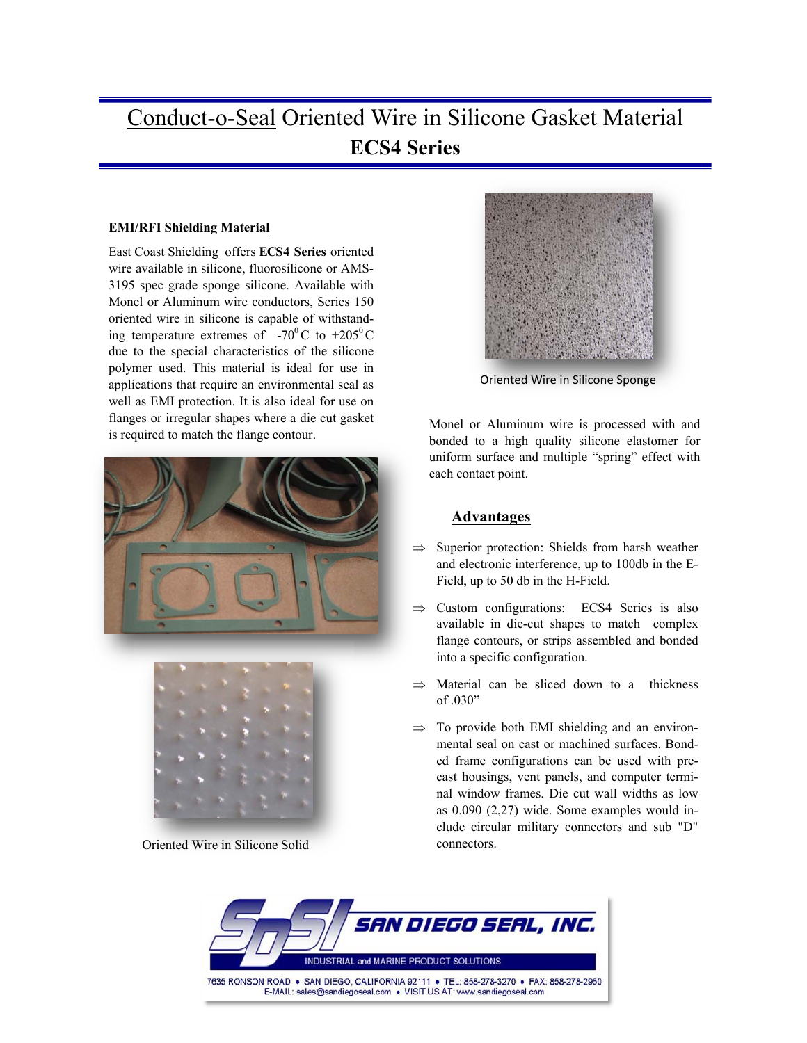# Conduct-o-Seal Oriented Wire in Silicone Gasket Material
## ECS4 Series

### EMI/RFI Shielding Material

East Coast Shielding offers **ECS4 Series** oriented wire available in silicone, fluorosilicone or AMS-3195 spec grade sponge silicone. Available with Monel or Aluminum wire conductors, Series 150 oriented wire in silicone is capable of withstanding temperature extremes of $-70^0$C to $+205^0$C due to the special characteristics of the silicone polymer used. This material is ideal for use in applications that require an environmental seal as well as EMI protection. It is also ideal for use on flanges or irregular shapes where a die cut gasket is required to match the flange contour.

Oriented Wire in Silicone Solid

Oriented Wire in Silicone Sponge

Monel or Aluminum wire is processed with and bonded to a high quality silicone elastomer for uniform surface and multiple "spring" effect with each contact point.

### Advantages

- ⇒ Superior protection: Shields from harsh weather and electronic interference, up to 100db in the E-Field, up to 50 db in the H-Field.
- ⇒ Custom configurations: ECS4 Series is also available in die-cut shapes to match complex flange contours, or strips assembled and bonded into a specific configuration.
- ⇒ Material can be sliced down to a thickness of .030"
- ⇒ To provide both EMI shielding and an environmental seal on cast or machined surfaces. Bonded frame configurations can be used with pre-cast housings, vent panels, and computer terminal window frames. Die cut wall widths as low as 0.090 (2,27) wide. Some examples would include circular military connectors and sub "D" connectors.

SAN DIEGO SEAL, INC.
INDUSTRIAL and MARINE PRODUCT SOLUTIONS
7635 RONSON ROAD • SAN DIEGO, CALIFORNIA 92111 • TEL: 858-278-3270 • FAX: 858-278-2950
E-MAIL: sales@sandiegoseal.com • VISIT US AT: www.sandiegoseal.com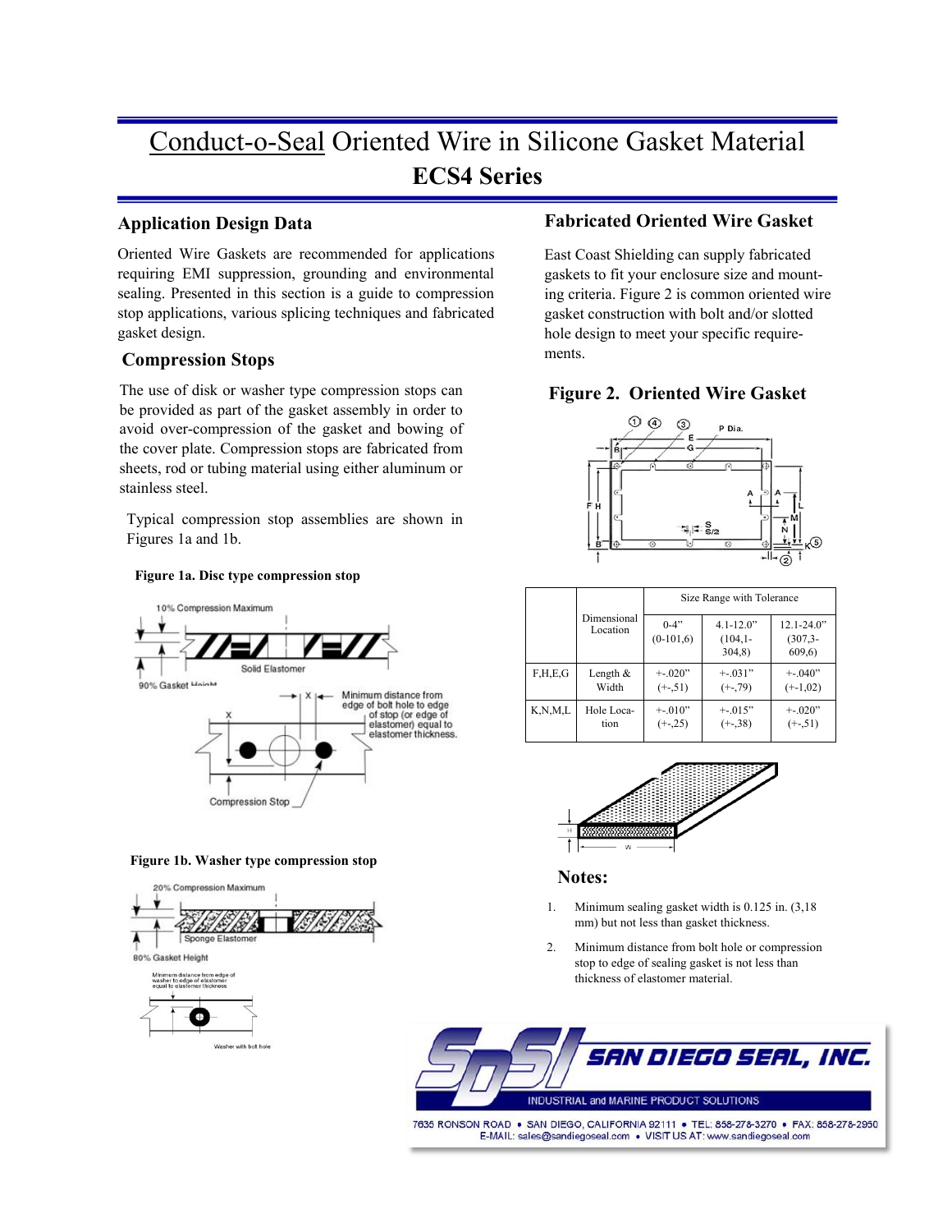# Conduct-o-Seal Oriented Wire in Silicone Gasket Material

## ECS4 Series

### Application Design Data

Oriented Wire Gaskets are recommended for applications requiring EMI suppression, grounding and environmental sealing. Presented in this section is a guide to compression stop applications, various splicing techniques and fabricated gasket design.

### Compression Stops

The use of disk or washer type compression stops can be provided as part of the gasket assembly in order to avoid over-compression of the gasket and bowing of the cover plate. Compression stops are fabricated from sheets, rod or tubing material using either aluminum or stainless steel.

Typical compression stop assemblies are shown in Figures 1a and 1b.

**Figure 1a. Disc type compression stop**

**Figure 1b. Washer type compression stop**

### Fabricated Oriented Wire Gasket

East Coast Shielding can supply fabricated gaskets to fit your enclosure size and mounting criteria. Figure 2 is common oriented wire gasket construction with bolt and/or slotted hole design to meet your specific requirements.

### Figure 2. Oriented Wire Gasket

| | Dimensional Location | Size Range with Tolerance | | |
|---|---|---|---|---|
| | | 0-4" (0-101,6) | 4.1-12.0" (104,1-304,8) | 12.1-24.0" (307,3-609,6) |
| F,H,E,G | Length & Width | +-.020" (+-,51) | +-.031" (+-,79) | +-.040" (+-1,02) |
| K,N,M,L | Hole Location | +-.010" (+-,25) | +-.015" (+-,38) | +-.020" (+-,51) |

### Notes:

1. Minimum sealing gasket width is 0.125 in. (3,18 mm) but not less than gasket thickness.
2. Minimum distance from bolt hole or compression stop to edge of sealing gasket is not less than thickness of elastomer material.

SAN DIEGO SEAL, INC.
INDUSTRIAL and MARINE PRODUCT SOLUTIONS
7635 RONSON ROAD • SAN DIEGO, CALIFORNIA 92111 • TEL: 858-278-3270 • FAX: 858-278-2950
E-MAIL: sales@sandiegoseal.com • VISIT US AT: www.sandiegoseal.com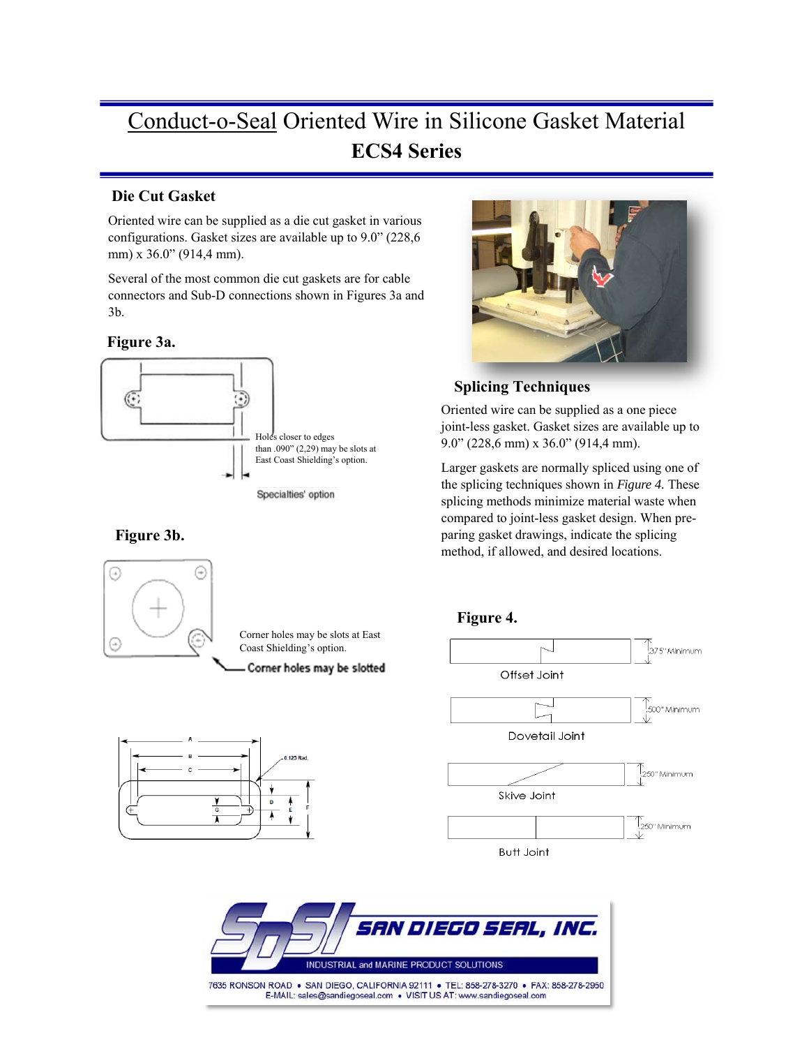# Conduct-o-Seal Oriented Wire in Silicone Gasket Material

## ECS4 Series

### Die Cut Gasket

Oriented wire can be supplied as a die cut gasket in various configurations. Gasket sizes are available up to 9.0" (228,6 mm) x 36.0" (914,4 mm).

Several of the most common die cut gaskets are for cable connectors and Sub-D connections shown in Figures 3a and 3b.

**Figure 3a.**

Holes closer to edges than .090" (2,29) may be slots at East Coast Shielding's option.

Specialties' option

**Figure 3b.**

Corner holes may be slots at East Coast Shielding's option.

Corner holes may be slotted

A B C D E F G 0.125 Rad.

### Splicing Techniques

Oriented wire can be supplied as a one piece joint-less gasket. Gasket sizes are available up to 9.0" (228,6 mm) x 36.0" (914,4 mm).

Larger gaskets are normally spliced using one of the splicing techniques shown in *Figure 4*. These splicing methods minimize material waste when compared to joint-less gasket design. When preparing gasket drawings, indicate the splicing method, if allowed, and desired locations.

**Figure 4.**

Offset Joint — .375" Minimum

Dovetail Joint — .500" Minimum

Skive Joint — .250" Minimum

Butt Joint — .250" Minimum

SAN DIEGO SEAL, INC.
INDUSTRIAL and MARINE PRODUCT SOLUTIONS
7635 RONSON ROAD • SAN DIEGO, CALIFORNIA 92111 • TEL: 858-278-3270 • FAX: 858-278-2950
E-MAIL: sales@sandiegoseal.com • VISIT US AT: www.sandiegoseal.com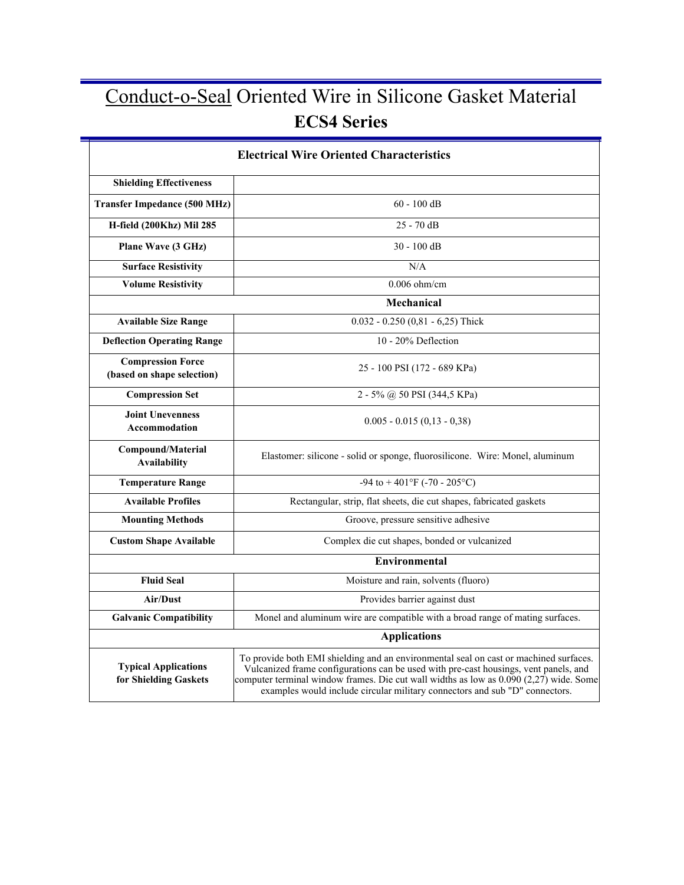# Conduct-o-Seal Oriented Wire in Silicone Gasket Material

## ECS4 Series

| Electrical Wire Oriented Characteristics | |
|---|---|
| **Shielding Effectiveness** | |
| **Transfer Impedance (500 MHz)** | 60 - 100 dB |
| **H-field (200Khz) Mil 285** | 25 - 70 dB |
| **Plane Wave (3 GHz)** | 30 - 100 dB |
| **Surface Resistivity** | N/A |
| **Volume Resistivity** | 0.006 ohm/cm |
| | **Mechanical** |
| **Available Size Range** | 0.032 - 0.250 (0,81 - 6,25) Thick |
| **Deflection Operating Range** | 10 - 20% Deflection |
| **Compression Force (based on shape selection)** | 25 - 100 PSI (172 - 689 KPa) |
| **Compression Set** | 2 - 5% @ 50 PSI (344,5 KPa) |
| **Joint Unevenness Accommodation** | 0.005 - 0.015 (0,13 - 0,38) |
| **Compound/Material Availability** | Elastomer: silicone - solid or sponge, fluorosilicone. Wire: Monel, aluminum |
| **Temperature Range** | -94 to + 401°F (-70 - 205°C) |
| **Available Profiles** | Rectangular, strip, flat sheets, die cut shapes, fabricated gaskets |
| **Mounting Methods** | Groove, pressure sensitive adhesive |
| **Custom Shape Available** | Complex die cut shapes, bonded or vulcanized |
| | **Environmental** |
| **Fluid Seal** | Moisture and rain, solvents (fluoro) |
| **Air/Dust** | Provides barrier against dust |
| **Galvanic Compatibility** | Monel and aluminum wire are compatible with a broad range of mating surfaces. |
| | **Applications** |
| **Typical Applications for Shielding Gaskets** | To provide both EMI shielding and an environmental seal on cast or machined surfaces. Vulcanized frame configurations can be used with pre-cast housings, vent panels, and computer terminal window frames. Die cut wall widths as low as 0.090 (2,27) wide. Some examples would include circular military connectors and sub "D" connectors. |